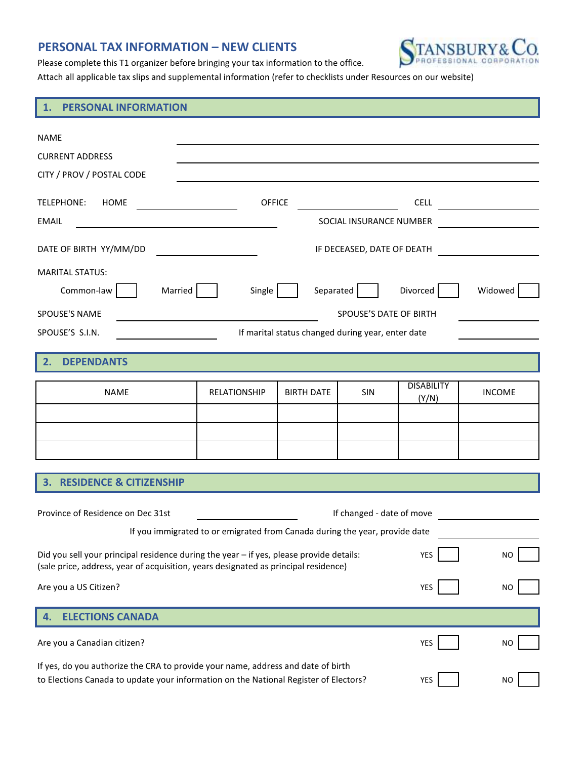# PERSONAL TAX INFORMATION – NEW CLIENTS

Please complete this T1 organizer before bringing your tax information to the office.

Attach all applicable tax slips and supplemental information (refer to checklists under Resources on our website)

## 1. PERSONAL INFORMATION

NAME ______________________________

CURRENT ADDRESS ______________________________

CITY / PROV / POSTAL CODE ______________________________

TELEPHONE: HOME ____________ OFFICE ____________ CELL ____________

EMAIL ______________________ SOCIAL INSURANCE NUMBER ____________

DATE OF BIRTH YY/MM/DD ____________ IF DECEASED, DATE OF DEATH ____________

MARITAL STATUS:

Common-law ☐ Married ☐ Single ☐ Separated ☐ Divorced ☐ Widowed ☐

SPOUSE'S NAME ______________________ SPOUSE'S DATE OF BIRTH ____________

SPOUSE'S S.I.N. ____________ If marital status changed during year, enter date ____________

## 2. DEPENDANTS

| NAME | RELATIONSHIP | BIRTH DATE | SIN | DISABILITY (Y/N) | INCOME |
|---|---|---|---|---|---|
| | | | | | |
| | | | | | |
| | | | | | |

## 3. RESIDENCE & CITIZENSHIP

Province of Residence on Dec 31st ____________ If changed - date of move ____________

If you immigrated to or emigrated from Canada during the year, provide date ____________

Did you sell your principal residence during the year – if yes, please provide details: (sale price, address, year of acquisition, years designated as principal residence) YES ☐ NO ☐

Are you a US Citizen? YES ☐ NO ☐

## 4. ELECTIONS CANADA

Are you a Canadian citizen? YES ☐ NO ☐

If yes, do you authorize the CRA to provide your name, address and date of birth to Elections Canada to update your information on the National Register of Electors? YES ☐ NO ☐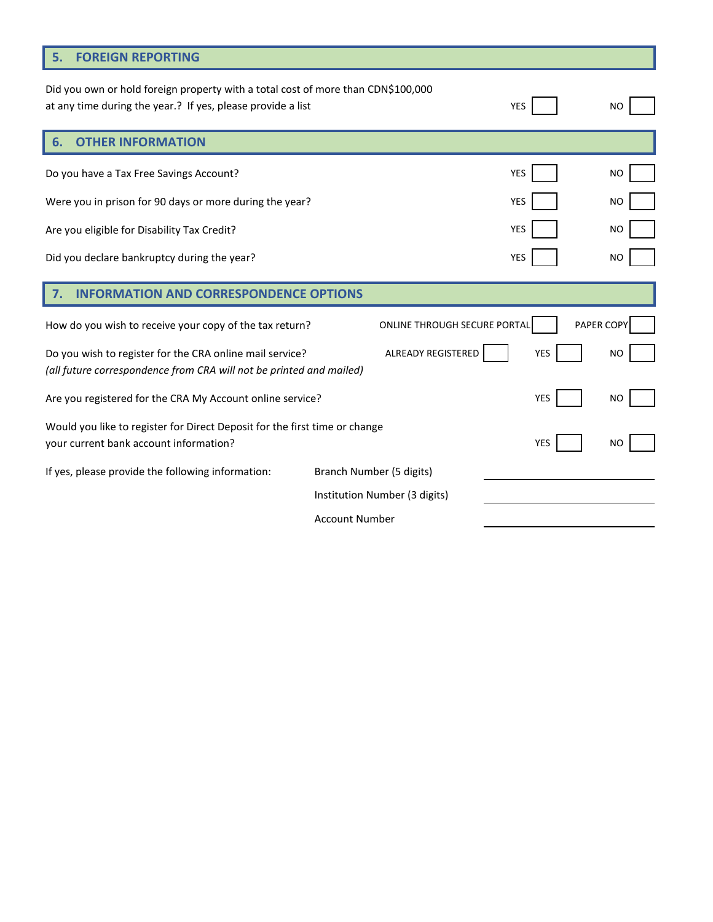## 5. FOREIGN REPORTING

| | | |
|---|---|---|
| Did you own or hold foreign property with a total cost of more than CDN$100,000 at any time during the year.? If yes, please provide a list | YES ☐ | NO ☐ |

## 6. OTHER INFORMATION

| | | |
|---|---|---|
| Do you have a Tax Free Savings Account? | YES ☐ | NO ☐ |
| Were you in prison for 90 days or more during the year? | YES ☐ | NO ☐ |
| Are you eligible for Disability Tax Credit? | YES ☐ | NO ☐ |
| Did you declare bankruptcy during the year? | YES ☐ | NO ☐ |

## 7. INFORMATION AND CORRESPONDENCE OPTIONS

| | | | |
|---|---|---|---|
| How do you wish to receive your copy of the tax return? | ONLINE THROUGH SECURE PORTAL ☐ | | PAPER COPY ☐ |
| Do you wish to register for the CRA online mail service? *(all future correspondence from CRA will not be printed and mailed)* | ALREADY REGISTERED ☐ | YES ☐ | NO ☐ |
| Are you registered for the CRA My Account online service? | | YES ☐ | NO ☐ |
| Would you like to register for Direct Deposit for the first time or change your current bank account information? | | YES ☐ | NO ☐ |

If yes, please provide the following information:

Branch Number (5 digits) ____________________

Institution Number (3 digits) ____________________

Account Number ____________________